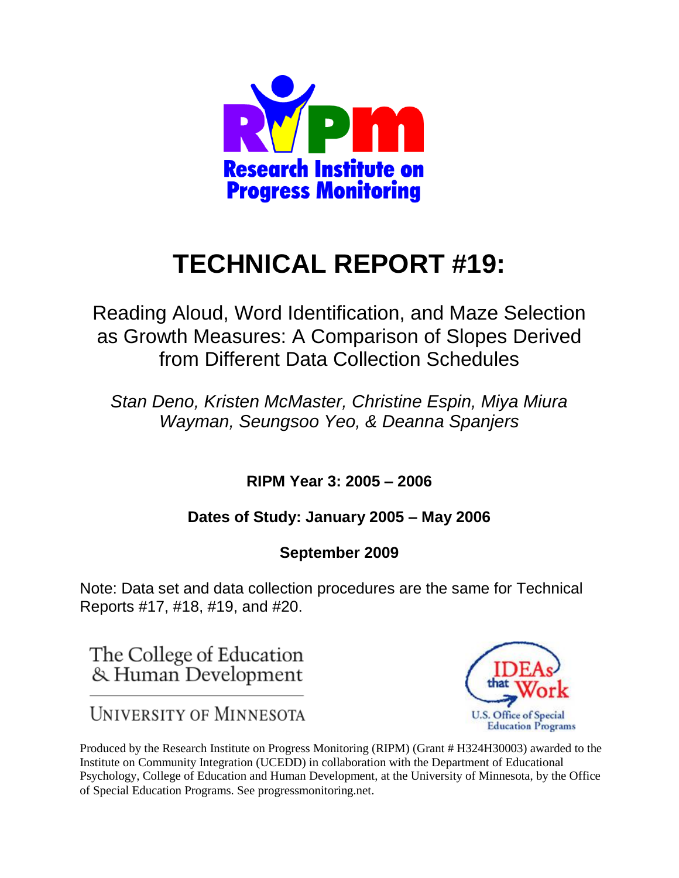RIPM

Research Institute on Progress Monitoring

# TECHNICAL REPORT #19:

## Reading Aloud, Word Identification, and Maze Selection as Growth Measures: A Comparison of Slopes Derived from Different Data Collection Schedules

*Stan Deno, Kristen McMaster, Christine Espin, Miya Miura Wayman, Seungsoo Yeo, & Deanna Spanjers*

**RIPM Year 3: 2005 – 2006**

**Dates of Study: January 2005 – May 2006**

**September 2009**

Note: Data set and data collection procedures are the same for Technical Reports #17, #18, #19, and #20.

The College of Education & Human Development

UNIVERSITY OF MINNESOTA

IDEAs that Work

U.S. Office of Special Education Programs

Produced by the Research Institute on Progress Monitoring (RIPM) (Grant # H324H30003) awarded to the Institute on Community Integration (UCEDD) in collaboration with the Department of Educational Psychology, College of Education and Human Development, at the University of Minnesota, by the Office of Special Education Programs. See progressmonitoring.net.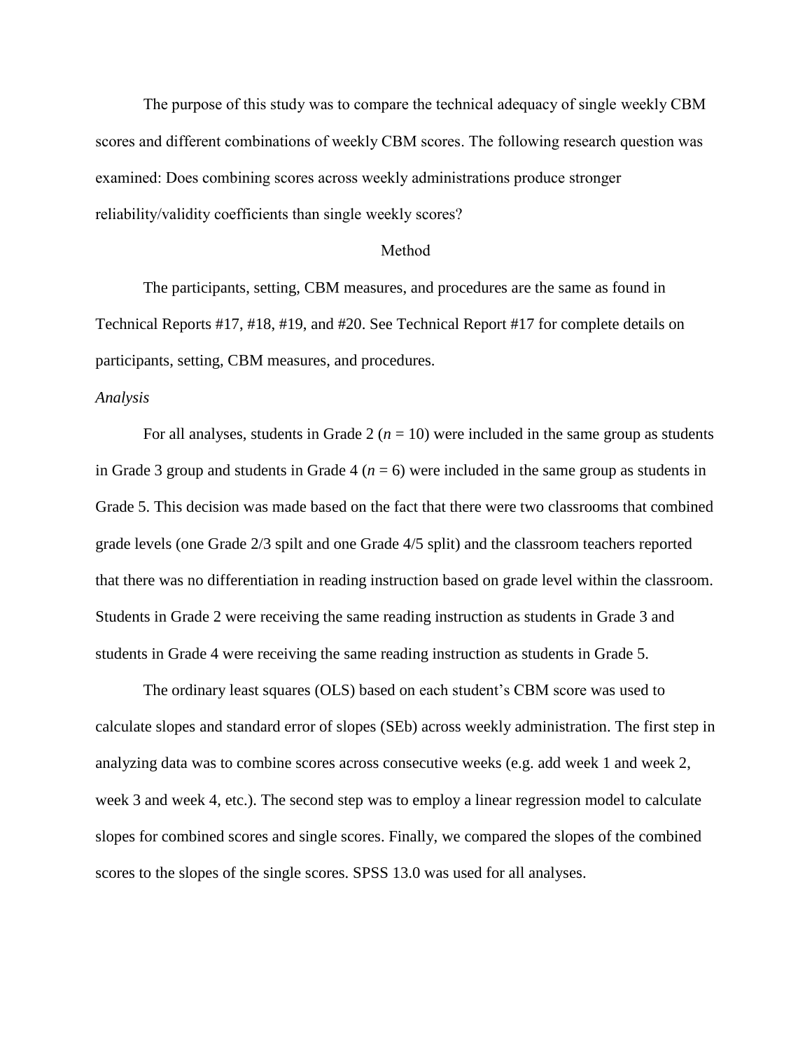The purpose of this study was to compare the technical adequacy of single weekly CBM scores and different combinations of weekly CBM scores. The following research question was examined: Does combining scores across weekly administrations produce stronger reliability/validity coefficients than single weekly scores?

## Method

The participants, setting, CBM measures, and procedures are the same as found in Technical Reports #17, #18, #19, and #20. See Technical Report #17 for complete details on participants, setting, CBM measures, and procedures.

### *Analysis*

For all analyses, students in Grade 2 (*n* = 10) were included in the same group as students in Grade 3 group and students in Grade 4 (*n* = 6) were included in the same group as students in Grade 5. This decision was made based on the fact that there were two classrooms that combined grade levels (one Grade 2/3 spilt and one Grade 4/5 split) and the classroom teachers reported that there was no differentiation in reading instruction based on grade level within the classroom. Students in Grade 2 were receiving the same reading instruction as students in Grade 3 and students in Grade 4 were receiving the same reading instruction as students in Grade 5.

The ordinary least squares (OLS) based on each student's CBM score was used to calculate slopes and standard error of slopes (SEb) across weekly administration. The first step in analyzing data was to combine scores across consecutive weeks (e.g. add week 1 and week 2, week 3 and week 4, etc.). The second step was to employ a linear regression model to calculate slopes for combined scores and single scores. Finally, we compared the slopes of the combined scores to the slopes of the single scores. SPSS 13.0 was used for all analyses.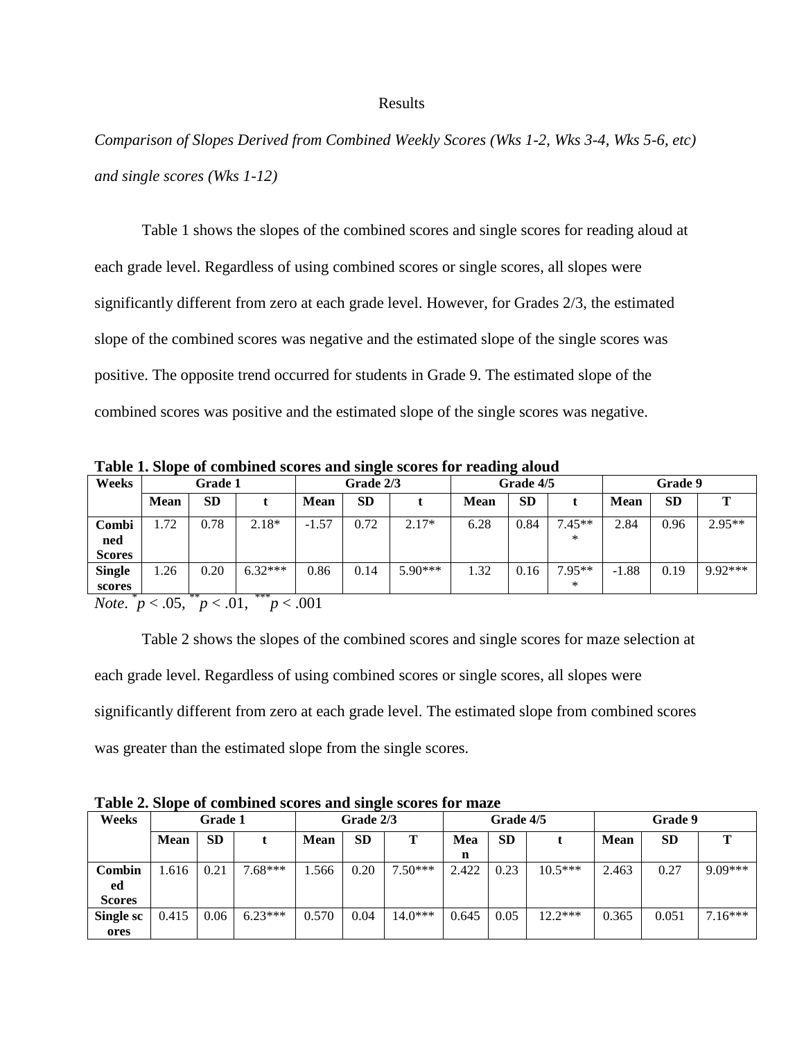# Results

*Comparison of Slopes Derived from Combined Weekly Scores (Wks 1-2, Wks 3-4, Wks 5-6, etc) and single scores (Wks 1-12)*

Table 1 shows the slopes of the combined scores and single scores for reading aloud at each grade level. Regardless of using combined scores or single scores, all slopes were significantly different from zero at each grade level. However, for Grades 2/3, the estimated slope of the combined scores was negative and the estimated slope of the single scores was positive. The opposite trend occurred for students in Grade 9. The estimated slope of the combined scores was positive and the estimated slope of the single scores was negative.

**Table 1. Slope of combined scores and single scores for reading aloud**

| Weeks | Grade 1 | | | Grade 2/3 | | | Grade 4/5 | | | Grade 9 | | |
|---|---|---|---|---|---|---|---|---|---|---|---|---|
| | **Mean** | **SD** | **t** | **Mean** | **SD** | **t** | **Mean** | **SD** | **t** | **Mean** | **SD** | **T** |
| **Combined Scores** | 1.72 | 0.78 | 2.18* | -1.57 | 0.72 | 2.17* | 6.28 | 0.84 | 7.45*** | 2.84 | 0.96 | 2.95** |
| **Single scores** | 1.26 | 0.20 | 6.32*** | 0.86 | 0.14 | 5.90*** | 1.32 | 0.16 | 7.95*** | -1.88 | 0.19 | 9.92*** |

*Note*. $^{*}p < .05$, $^{**}p < .01$, $^{***}p < .001$

Table 2 shows the slopes of the combined scores and single scores for maze selection at each grade level. Regardless of using combined scores or single scores, all slopes were significantly different from zero at each grade level. The estimated slope from combined scores was greater than the estimated slope from the single scores.

**Table 2. Slope of combined scores and single scores for maze**

| Weeks | Grade 1 | | | Grade 2/3 | | | Grade 4/5 | | | Grade 9 | | |
|---|---|---|---|---|---|---|---|---|---|---|---|---|
| | **Mean** | **SD** | **t** | **Mean** | **SD** | **T** | **Mean** | **SD** | **t** | **Mean** | **SD** | **T** |
| **Combined Scores** | 1.616 | 0.21 | 7.68*** | 1.566 | 0.20 | 7.50*** | 2.422 | 0.23 | 10.5*** | 2.463 | 0.27 | 9.09*** |
| **Single scores** | 0.415 | 0.06 | 6.23*** | 0.570 | 0.04 | 14.0*** | 0.645 | 0.05 | 12.2*** | 0.365 | 0.051 | 7.16*** |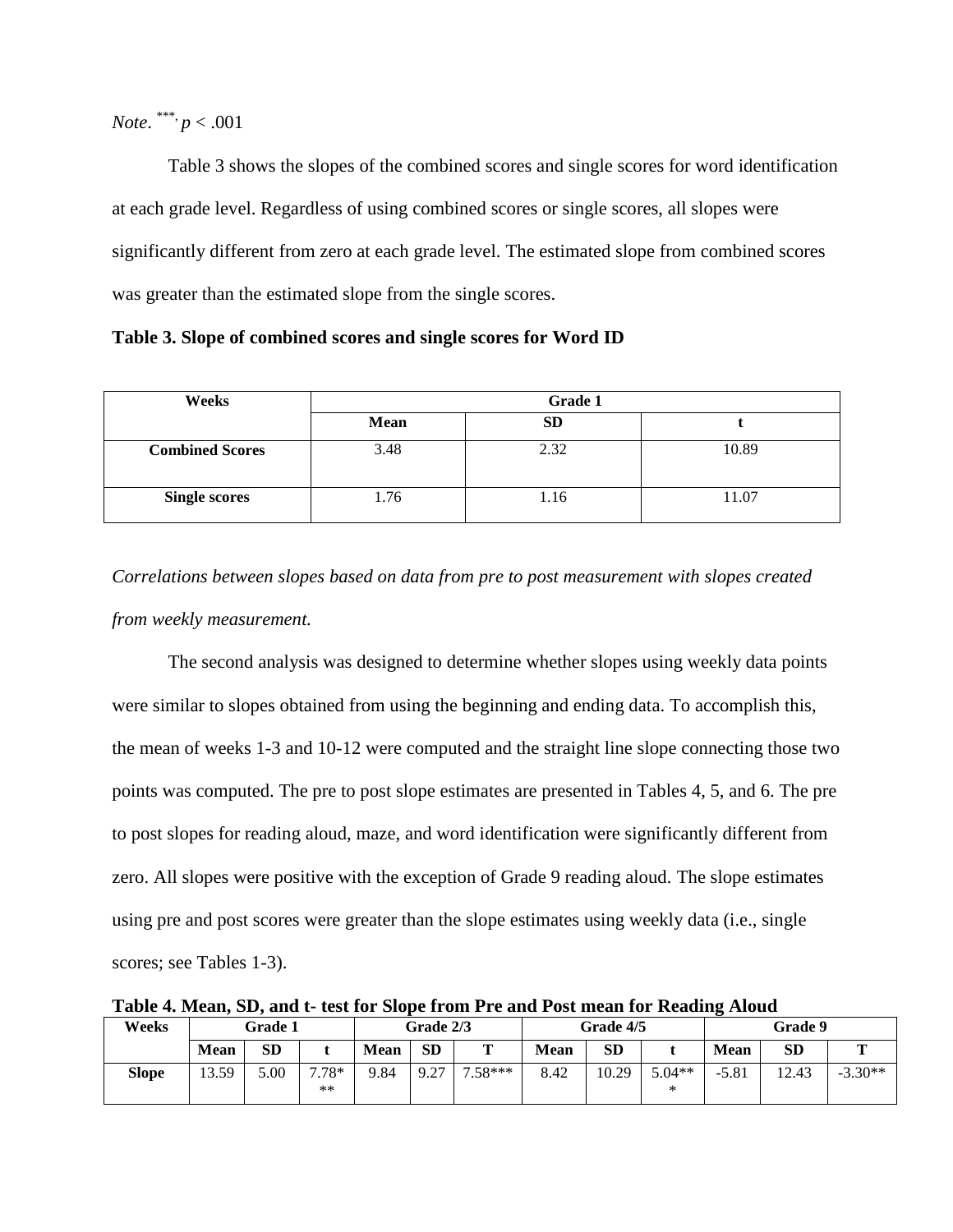*Note*. $^{***}$, $p < .001$

Table 3 shows the slopes of the combined scores and single scores for word identification at each grade level. Regardless of using combined scores or single scores, all slopes were significantly different from zero at each grade level. The estimated slope from combined scores was greater than the estimated slope from the single scores.

**Table 3. Slope of combined scores and single scores for Word ID**

| Weeks | Grade 1 | | |
|---|---|---|---|
| | **Mean** | **SD** | **t** |
| **Combined Scores** | 3.48 | 2.32 | 10.89 |
| **Single scores** | 1.76 | 1.16 | 11.07 |

*Correlations between slopes based on data from pre to post measurement with slopes created from weekly measurement.*

The second analysis was designed to determine whether slopes using weekly data points were similar to slopes obtained from using the beginning and ending data. To accomplish this, the mean of weeks 1-3 and 10-12 were computed and the straight line slope connecting those two points was computed. The pre to post slope estimates are presented in Tables 4, 5, and 6. The pre to post slopes for reading aloud, maze, and word identification were significantly different from zero. All slopes were positive with the exception of Grade 9 reading aloud. The slope estimates using pre and post scores were greater than the slope estimates using weekly data (i.e., single scores; see Tables 1-3).

**Table 4. Mean, SD, and t- test for Slope from Pre and Post mean for Reading Aloud**

| Weeks | Grade 1 | | | Grade 2/3 | | | Grade 4/5 | | | Grade 9 | | |
|---|---|---|---|---|---|---|---|---|---|---|---|---|
| | **Mean** | **SD** | **t** | **Mean** | **SD** | **T** | **Mean** | **SD** | **t** | **Mean** | **SD** | **T** |
| **Slope** | 13.59 | 5.00 | 7.78*** | 9.84 | 9.27 | 7.58*** | 8.42 | 10.29 | 5.04*** | -5.81 | 12.43 | -3.30** |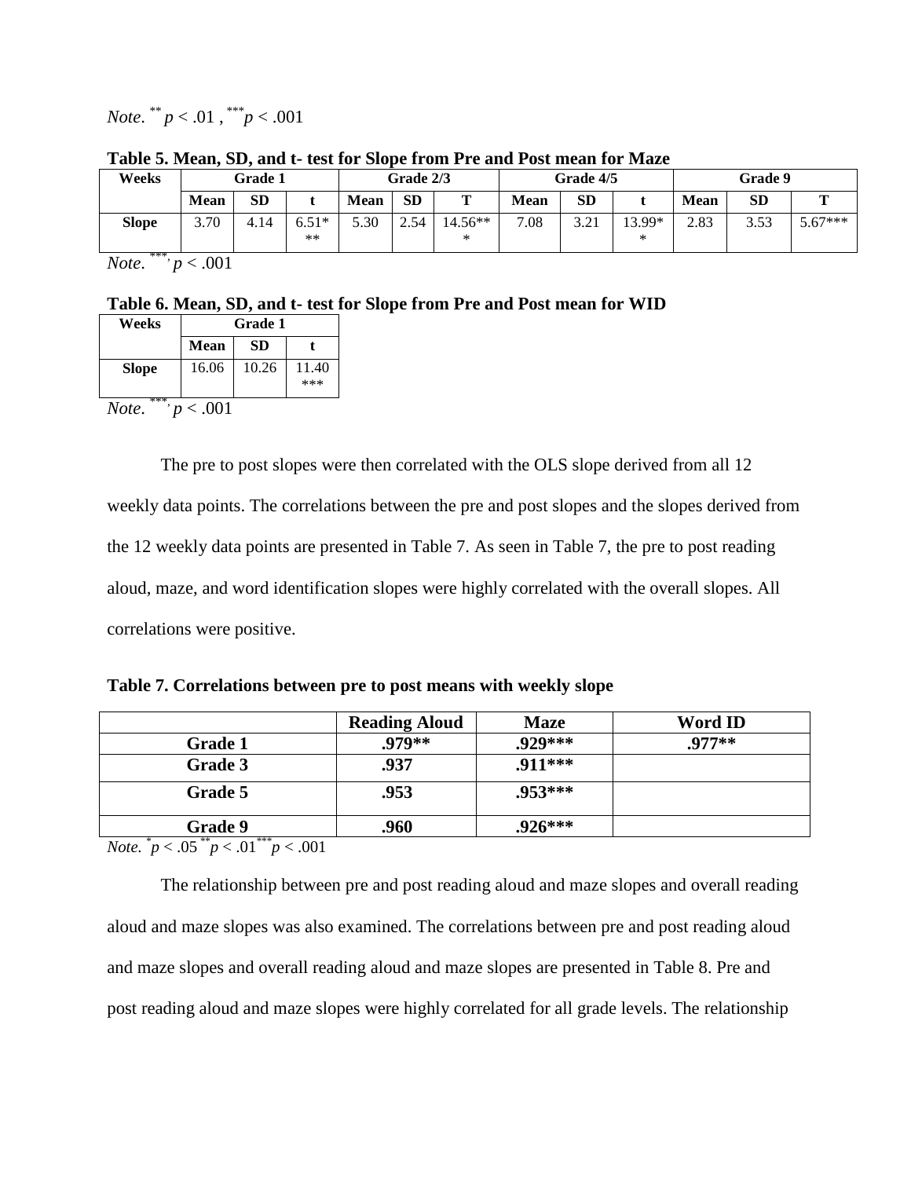*Note*. $^{**}p < .01$ , $^{***}p < .001$

**Table 5. Mean, SD, and t- test for Slope from Pre and Post mean for Maze**

| Weeks | Grade 1 | | | Grade 2/3 | | | Grade 4/5 | | | Grade 9 | | |
|---|---|---|---|---|---|---|---|---|---|---|---|---|
| | **Mean** | **SD** | **t** | **Mean** | **SD** | **T** | **Mean** | **SD** | **t** | **Mean** | **SD** | **T** |
| **Slope** | 3.70 | 4.14 | 6.51*** | 5.30 | 2.54 | 14.56*** | 7.08 | 3.21 | 13.99** | 2.83 | 3.53 | 5.67*** |

*Note*. $^{***}$, $p < .001$

**Table 6. Mean, SD, and t- test for Slope from Pre and Post mean for WID**

| Weeks | Grade 1 | | |
|---|---|---|---|
| | **Mean** | **SD** | **t** |
| **Slope** | 16.06 | 10.26 | 11.40*** |

*Note*. $^{***}$, $p < .001$

The pre to post slopes were then correlated with the OLS slope derived from all 12 weekly data points. The correlations between the pre and post slopes and the slopes derived from the 12 weekly data points are presented in Table 7. As seen in Table 7, the pre to post reading aloud, maze, and word identification slopes were highly correlated with the overall slopes. All correlations were positive.

**Table 7. Correlations between pre to post means with weekly slope**

| | Reading Aloud | Maze | Word ID |
|---|---|---|---|
| **Grade 1** | **.979**** | **.929***** | **.977**** |
| **Grade 3** | **.937** | **.911***** | |
| **Grade 5** | **.953** | **.953***** | |
| **Grade 9** | **.960** | **.926***** | |

*Note.* $^{*}p < .05$ $^{**}p < .01$ $^{***}p < .001$

The relationship between pre and post reading aloud and maze slopes and overall reading aloud and maze slopes was also examined. The correlations between pre and post reading aloud and maze slopes and overall reading aloud and maze slopes are presented in Table 8. Pre and post reading aloud and maze slopes were highly correlated for all grade levels. The relationship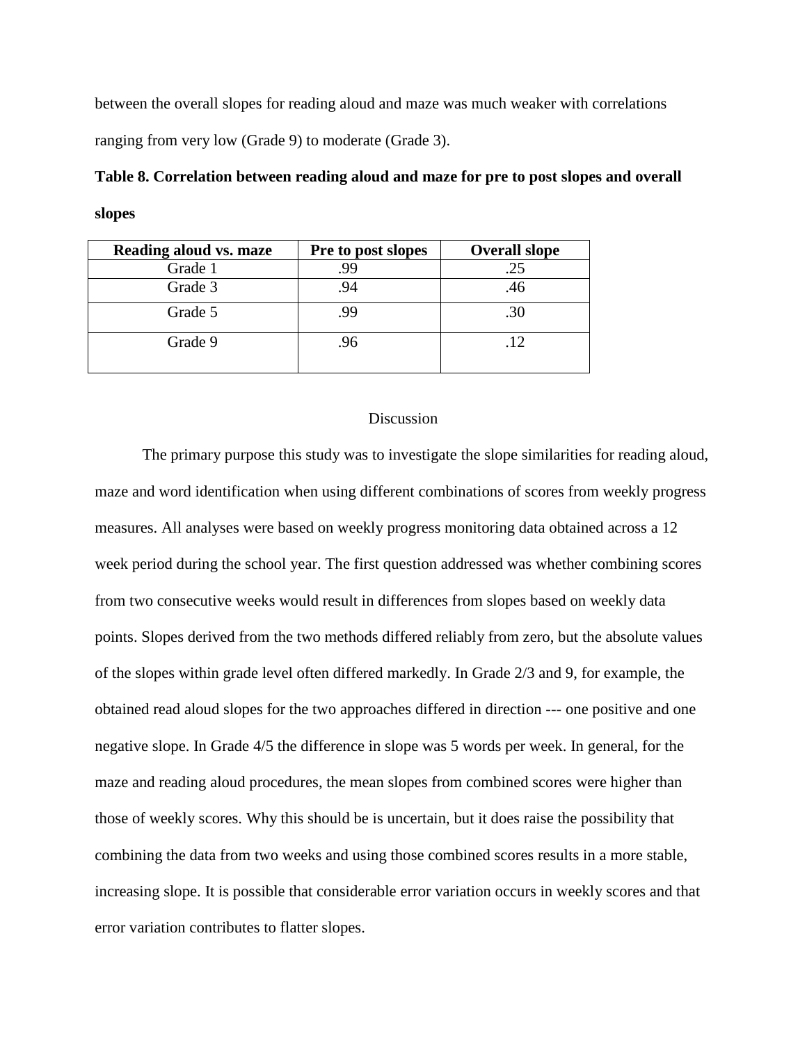between the overall slopes for reading aloud and maze was much weaker with correlations ranging from very low (Grade 9) to moderate (Grade 3).

**Table 8. Correlation between reading aloud and maze for pre to post slopes and overall slopes**

| Reading aloud vs. maze | Pre to post slopes | Overall slope |
|---|---|---|
| Grade 1 | .99 | .25 |
| Grade 3 | .94 | .46 |
| Grade 5 | .99 | .30 |
| Grade 9 | .96 | .12 |

## Discussion

The primary purpose this study was to investigate the slope similarities for reading aloud, maze and word identification when using different combinations of scores from weekly progress measures. All analyses were based on weekly progress monitoring data obtained across a 12 week period during the school year. The first question addressed was whether combining scores from two consecutive weeks would result in differences from slopes based on weekly data points. Slopes derived from the two methods differed reliably from zero, but the absolute values of the slopes within grade level often differed markedly. In Grade 2/3 and 9, for example, the obtained read aloud slopes for the two approaches differed in direction --- one positive and one negative slope. In Grade 4/5 the difference in slope was 5 words per week. In general, for the maze and reading aloud procedures, the mean slopes from combined scores were higher than those of weekly scores. Why this should be is uncertain, but it does raise the possibility that combining the data from two weeks and using those combined scores results in a more stable, increasing slope. It is possible that considerable error variation occurs in weekly scores and that error variation contributes to flatter slopes.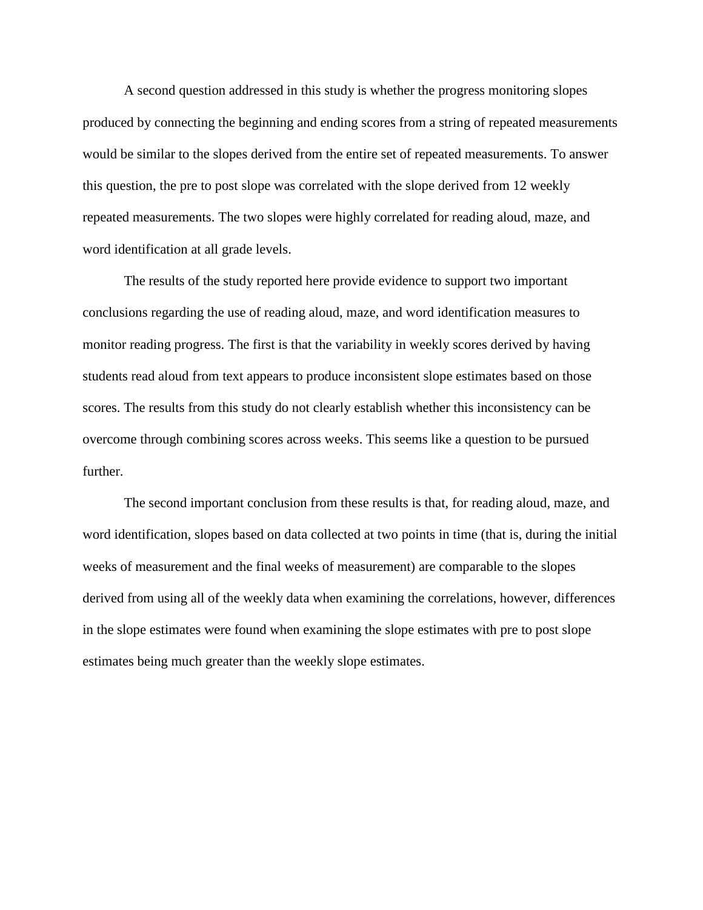A second question addressed in this study is whether the progress monitoring slopes produced by connecting the beginning and ending scores from a string of repeated measurements would be similar to the slopes derived from the entire set of repeated measurements. To answer this question, the pre to post slope was correlated with the slope derived from 12 weekly repeated measurements. The two slopes were highly correlated for reading aloud, maze, and word identification at all grade levels.

The results of the study reported here provide evidence to support two important conclusions regarding the use of reading aloud, maze, and word identification measures to monitor reading progress. The first is that the variability in weekly scores derived by having students read aloud from text appears to produce inconsistent slope estimates based on those scores. The results from this study do not clearly establish whether this inconsistency can be overcome through combining scores across weeks. This seems like a question to be pursued further.

The second important conclusion from these results is that, for reading aloud, maze, and word identification, slopes based on data collected at two points in time (that is, during the initial weeks of measurement and the final weeks of measurement) are comparable to the slopes derived from using all of the weekly data when examining the correlations, however, differences in the slope estimates were found when examining the slope estimates with pre to post slope estimates being much greater than the weekly slope estimates.